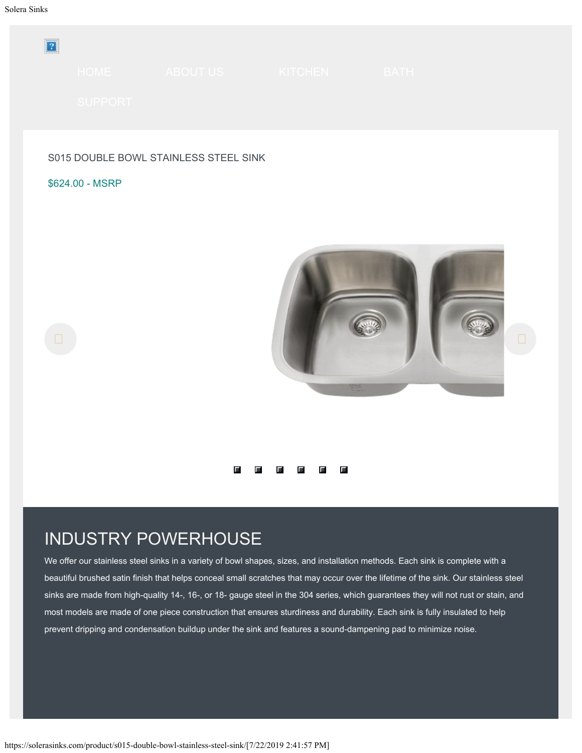HOME ABOUT US KITCHEN BATH SUPPORT

# S015 DOUBLE BOWL STAINLESS STEEL SINK

$624.00 - MSRP

## INDUSTRY POWERHOUSE

We offer our stainless steel sinks in a variety of bowl shapes, sizes, and installation methods. Each sink is complete with a beautiful brushed satin finish that helps conceal small scratches that may occur over the lifetime of the sink. Our stainless steel sinks are made from high-quality 14-, 16-, or 18- gauge steel in the 304 series, which guarantees they will not rust or stain, and most models are made of one piece construction that ensures sturdiness and durability. Each sink is fully insulated to help prevent dripping and condensation buildup under the sink and features a sound-dampening pad to minimize noise.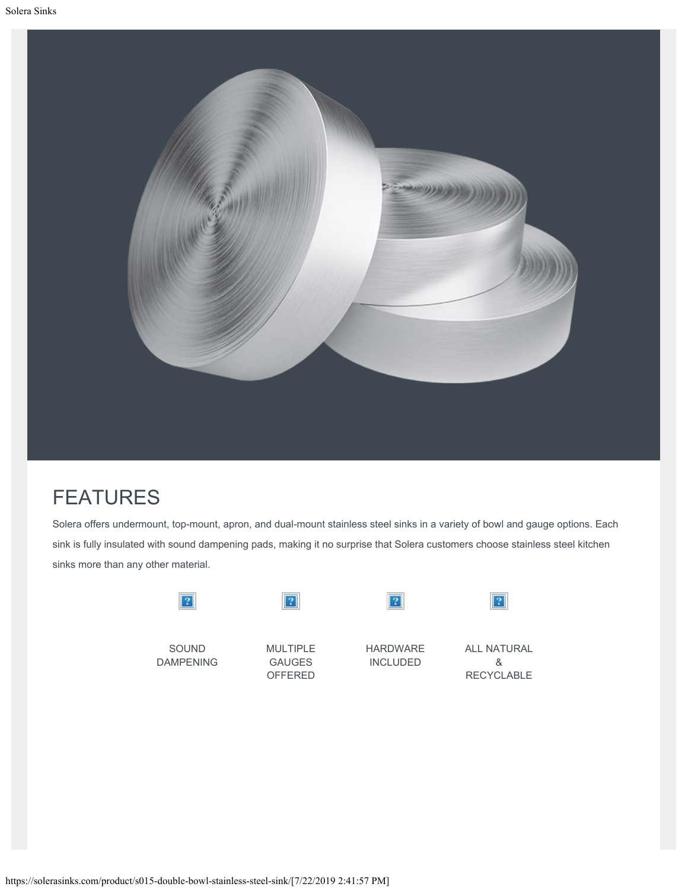# FEATURES

Solera offers undermount, top-mount, apron, and dual-mount stainless steel sinks in a variety of bowl and gauge options. Each sink is fully insulated with sound dampening pads, making it no surprise that Solera customers choose stainless steel kitchen sinks more than any other material.

SOUND DAMPENING

MULTIPLE GAUGES OFFERED

HARDWARE INCLUDED

ALL NATURAL & RECYCLABLE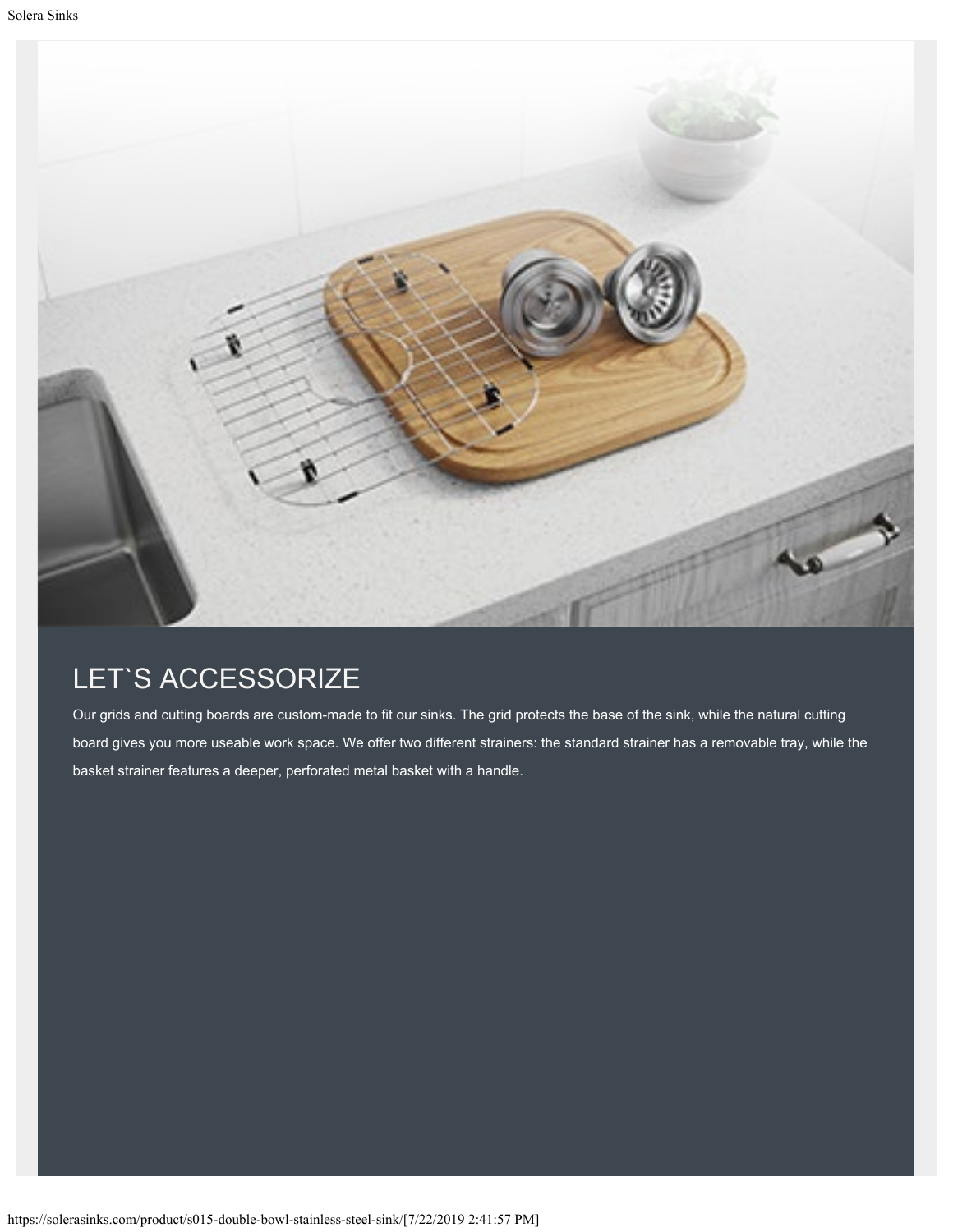## LET`S ACCESSORIZE

Our grids and cutting boards are custom-made to fit our sinks. The grid protects the base of the sink, while the natural cutting board gives you more useable work space. We offer two different strainers: the standard strainer has a removable tray, while the basket strainer features a deeper, perforated metal basket with a handle.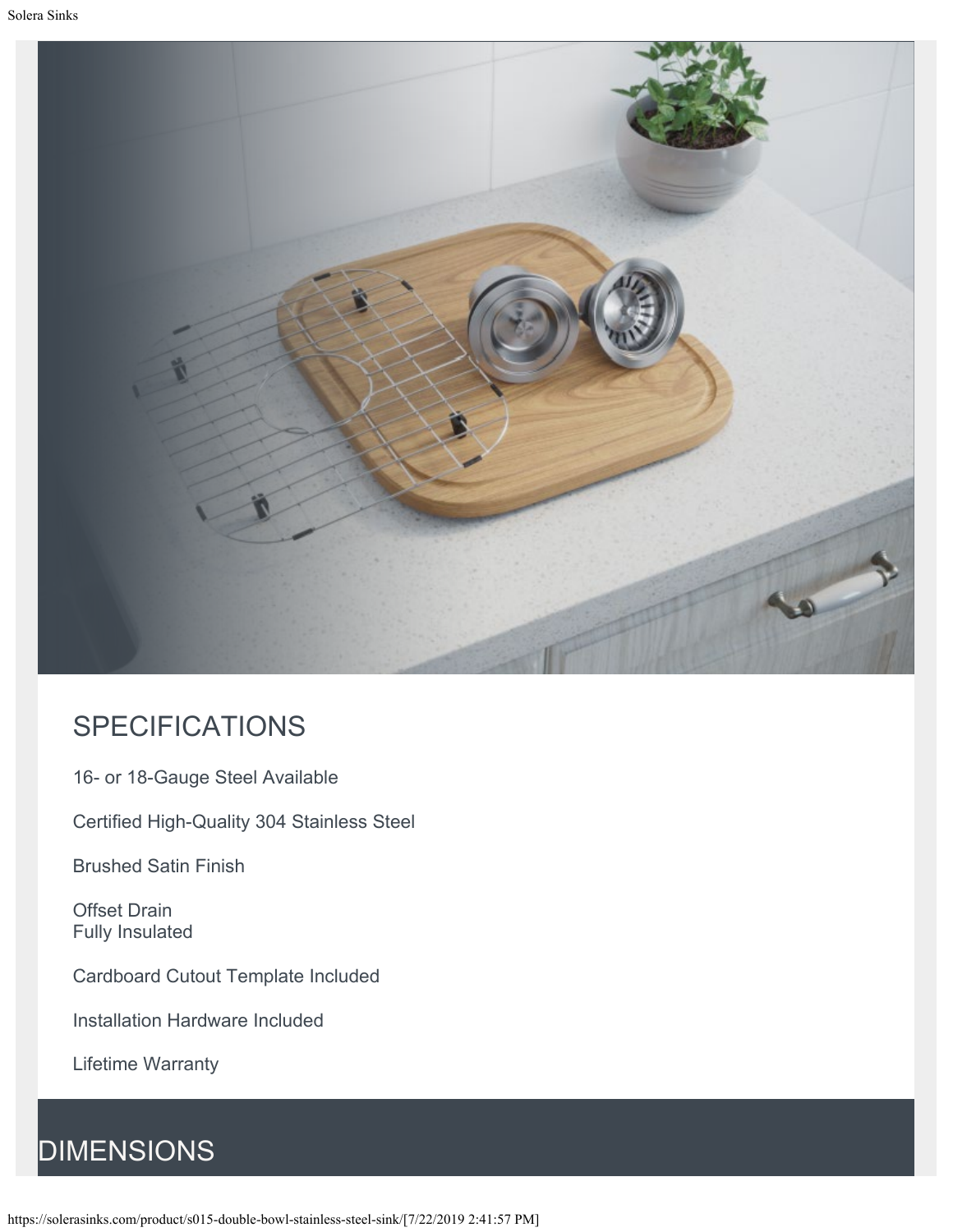## SPECIFICATIONS

16- or 18-Gauge Steel Available

Certified High-Quality 304 Stainless Steel

Brushed Satin Finish

Offset Drain
Fully Insulated

Cardboard Cutout Template Included

Installation Hardware Included

Lifetime Warranty

## DIMENSIONS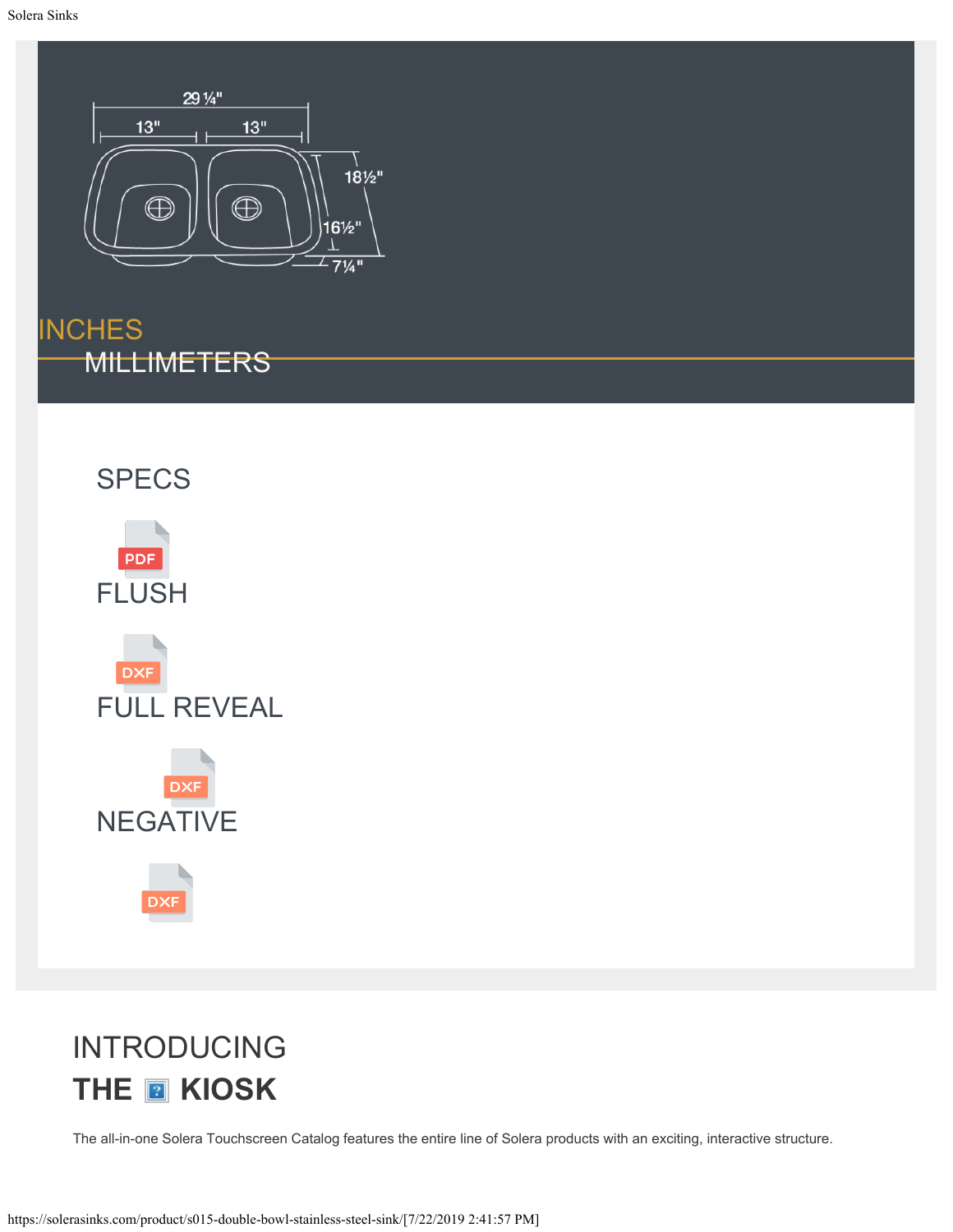INCHES

MILLIMETERS

SPECS

PDF

FLUSH

DXF

FULL REVEAL

DXF

NEGATIVE

DXF

# INTRODUCING

# THE KIOSK

The all-in-one Solera Touchscreen Catalog features the entire line of Solera products with an exciting, interactive structure.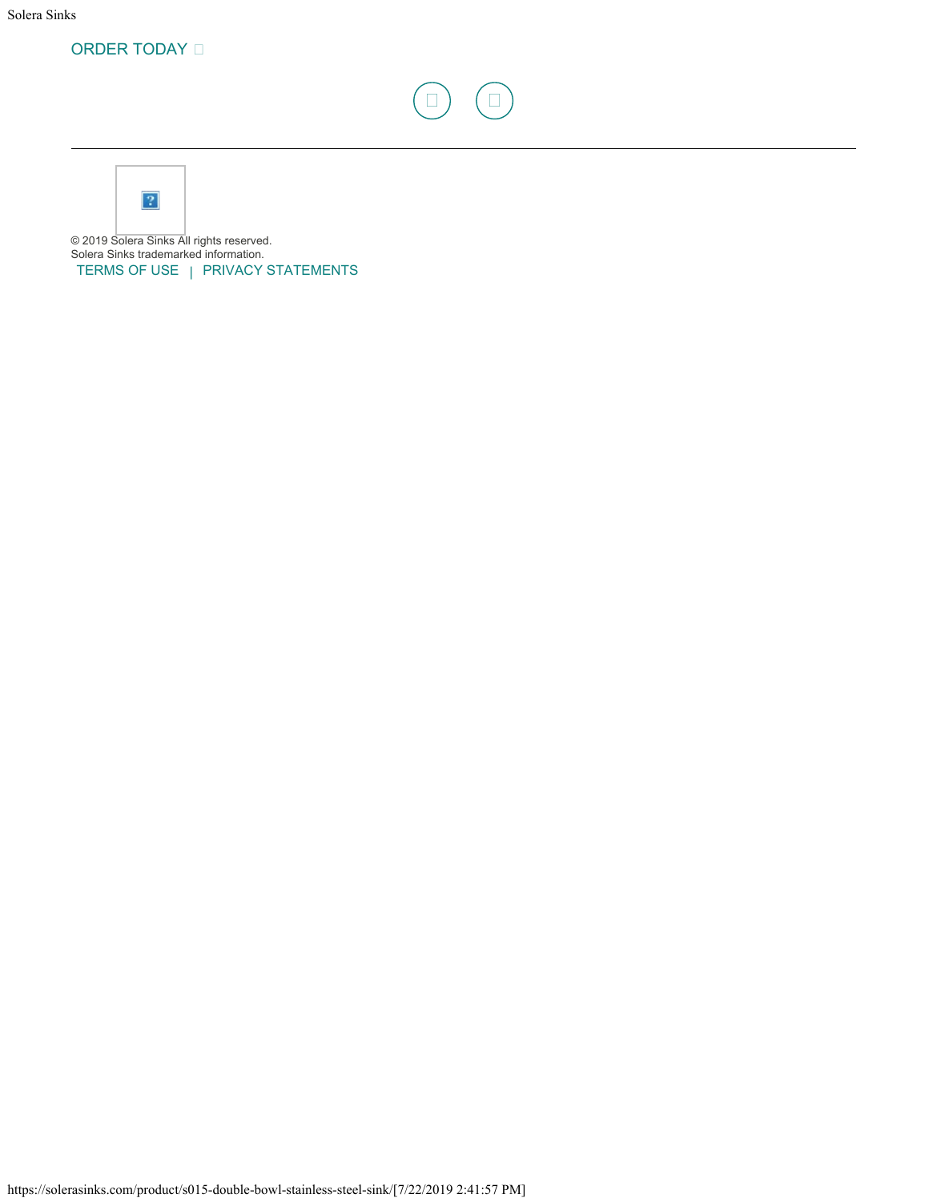ORDER TODAY

© 2019 Solera Sinks All rights reserved.
Solera Sinks trademarked information.

TERMS OF USE | PRIVACY STATEMENTS